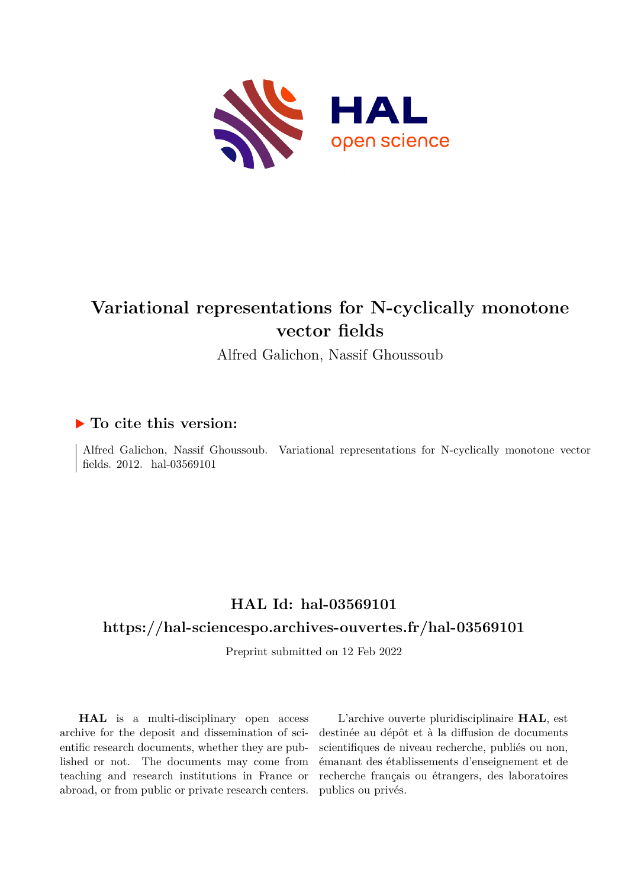# Variational representations for N-cyclically monotone vector fields

Alfred Galichon, Nassif Ghoussoub

## ▶ To cite this version:

Alfred Galichon, Nassif Ghoussoub. Variational representations for N-cyclically monotone vector fields. 2012. hal-03569101

## HAL Id: hal-03569101

## https://hal-sciencespo.archives-ouvertes.fr/hal-03569101

Preprint submitted on 12 Feb 2022

**HAL** is a multi-disciplinary open access archive for the deposit and dissemination of scientific research documents, whether they are published or not. The documents may come from teaching and research institutions in France or abroad, or from public or private research centers.

L'archive ouverte pluridisciplinaire **HAL**, est destinée au dépôt et à la diffusion de documents scientifiques de niveau recherche, publiés ou non, émanant des établissements d'enseignement et de recherche français ou étrangers, des laboratoires publics ou privés.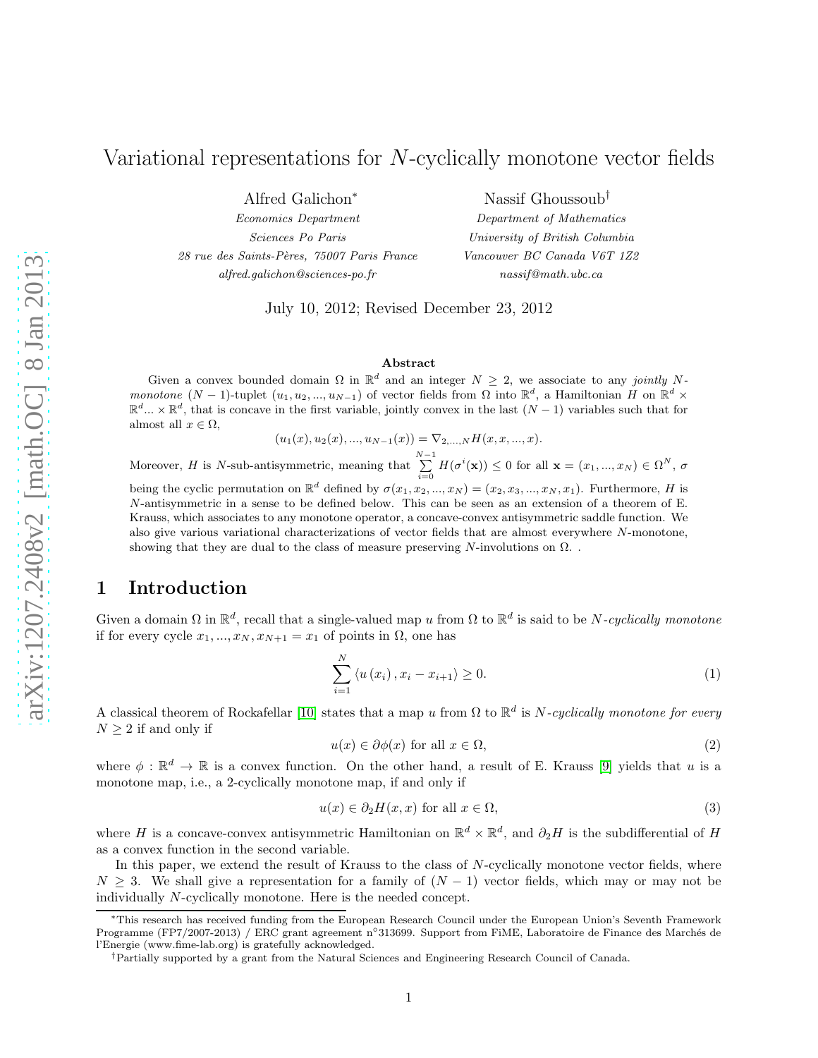# Variational representations for $N$-cyclically monotone vector fields

Alfred Galichon[*]  
*Economics Department*  
*Sciences Po Paris*  
*28 rue des Saints-Pères, 75007 Paris France*  
*alfred.galichon@sciences-po.fr*

Nassif Ghoussoub[†]  
*Department of Mathematics*  
*University of British Columbia*  
*Vancouver BC Canada V6T 1Z2*  
*nassif@math.ubc.ca*

July 10, 2012; Revised December 23, 2012

### Abstract

Given a convex bounded domain $\Omega$ in $\mathbb{R}^d$ and an integer $N \geq 2$, we associate to any *jointly $N$-monotone* $(N-1)$-tuplet $(u_1, u_2, ..., u_{N-1})$ of vector fields from $\Omega$ into $\mathbb{R}^d$, a Hamiltonian $H$ on $\mathbb{R}^d \times \mathbb{R}^d ... \times \mathbb{R}^d$, that is concave in the first variable, jointly convex in the last $(N-1)$ variables such that for almost all $x \in \Omega$,

$$(u_1(x), u_2(x), ..., u_{N-1}(x)) = \nabla_{2,...,N} H(x, x, ..., x).$$

Moreover, $H$ is $N$-sub-antisymmetric, meaning that $\sum_{i=0}^{N-1} H(\sigma^i(\mathbf{x})) \leq 0$ for all $\mathbf{x} = (x_1, ..., x_N) \in \Omega^N$, $\sigma$ being the cyclic permutation on $\mathbb{R}^d$ defined by $\sigma(x_1, x_2, ..., x_N) = (x_2, x_3, ..., x_N, x_1)$. Furthermore, $H$ is $N$-antisymmetric in a sense to be defined below. This can be seen as an extension of a theorem of E. Krauss, which associates to any monotone operator, a concave-convex antisymmetric saddle function. We also give various variational characterizations of vector fields that are almost everywhere $N$-monotone, showing that they are dual to the class of measure preserving $N$-involutions on $\Omega$. .

## 1 Introduction

Given a domain $\Omega$ in $\mathbb{R}^d$, recall that a single-valued map $u$ from $\Omega$ to $\mathbb{R}^d$ is said to be *$N$-cyclically monotone* if for every cycle $x_1, ..., x_N, x_{N+1} = x_1$ of points in $\Omega$, one has

$$\sum_{i=1}^{N} \langle u(x_i), x_i - x_{i+1} \rangle \geq 0. \tag{1}$$

A classical theorem of Rockafellar [10] states that a map $u$ from $\Omega$ to $\mathbb{R}^d$ is *$N$-cyclically monotone for every $N \geq 2$* if and only if

$$u(x) \in \partial\phi(x) \text{ for all } x \in \Omega, \tag{2}$$

where $\phi : \mathbb{R}^d \to \mathbb{R}$ is a convex function. On the other hand, a result of E. Krauss [9] yields that $u$ is a monotone map, i.e., a 2-cyclically monotone map, if and only if

$$u(x) \in \partial_2 H(x, x) \text{ for all } x \in \Omega, \tag{3}$$

where $H$ is a concave-convex antisymmetric Hamiltonian on $\mathbb{R}^d \times \mathbb{R}^d$, and $\partial_2 H$ is the subdifferential of $H$ as a convex function in the second variable.

In this paper, we extend the result of Krauss to the class of $N$-cyclically monotone vector fields, where $N \geq 3$. We shall give a representation for a family of $(N-1)$ vector fields, which may or may not be individually $N$-cyclically monotone. Here is the needed concept.

---

[*] This research has received funding from the European Research Council under the European Union's Seventh Framework Programme (FP7/2007-2013) / ERC grant agreement n°313699. Support from FiME, Laboratoire de Finance des Marchés de l'Energie (www.fime-lab.org) is gratefully acknowledged.

[†] Partially supported by a grant from the Natural Sciences and Engineering Research Council of Canada.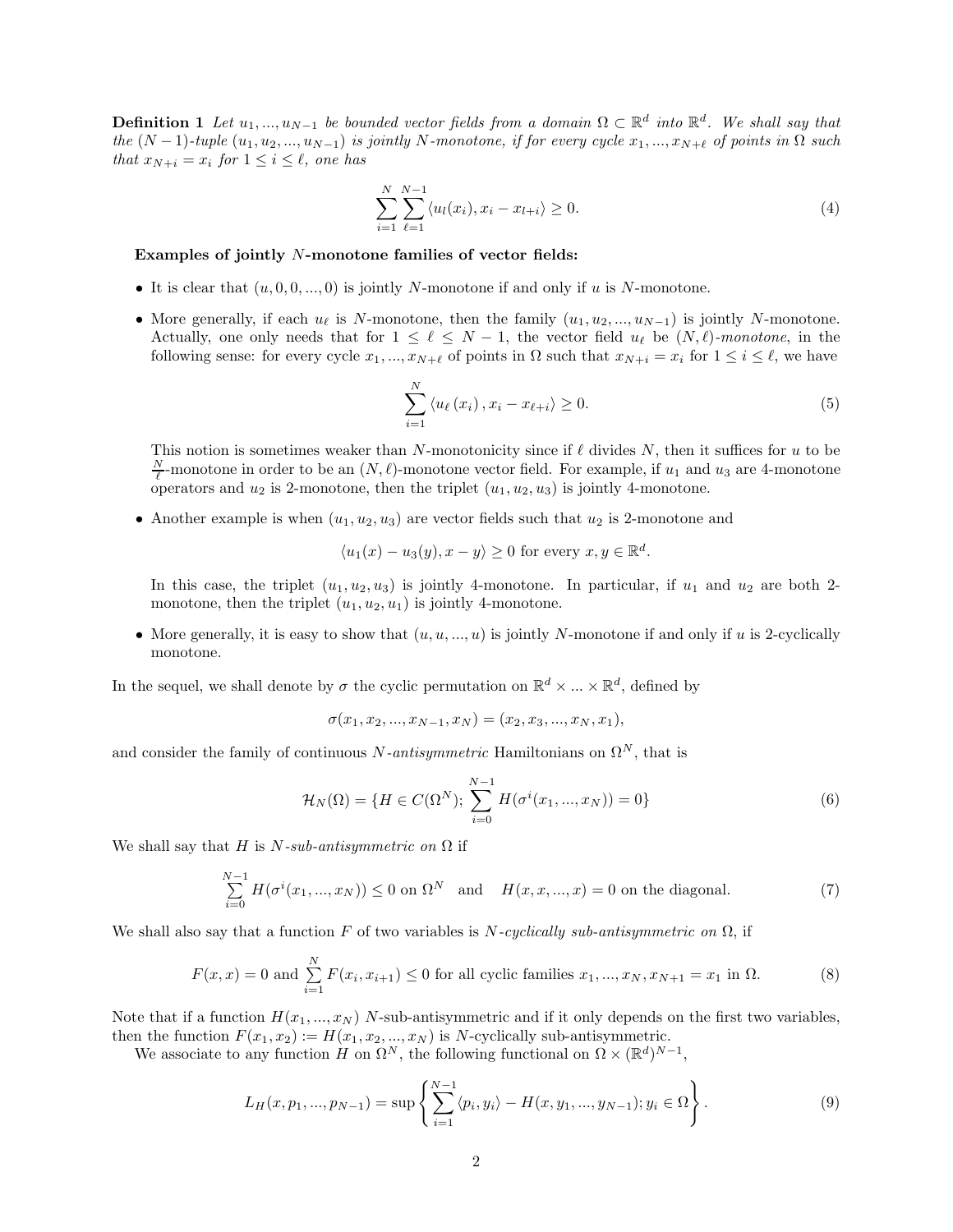**Definition 1** *Let $u_1, ..., u_{N-1}$ be bounded vector fields from a domain $\Omega \subset \mathbb{R}^d$ into $\mathbb{R}^d$. We shall say that the $(N-1)$-tuple $(u_1, u_2, ..., u_{N-1})$ is jointly $N$-monotone, if for every cycle $x_1, ..., x_{N+\ell}$ of points in $\Omega$ such that $x_{N+i} = x_i$ for $1 \le i \le \ell$, one has*

$$\sum_{i=1}^{N} \sum_{\ell=1}^{N-1} \langle u_l(x_i), x_i - x_{l+i} \rangle \ge 0. \tag{4}$$

**Examples of jointly $N$-monotone families of vector fields:**

- It is clear that $(u, 0, 0, ..., 0)$ is jointly $N$-monotone if and only if $u$ is $N$-monotone.
- More generally, if each $u_\ell$ is $N$-monotone, then the family $(u_1, u_2, ..., u_{N-1})$ is jointly $N$-monotone. Actually, one only needs that for $1 \le \ell \le N-1$, the vector field $u_\ell$ be $(N, \ell)$-*monotone*, in the following sense: for every cycle $x_1, ..., x_{N+\ell}$ of points in $\Omega$ such that $x_{N+i} = x_i$ for $1 \le i \le \ell$, we have

$$\sum_{i=1}^{N} \langle u_\ell(x_i), x_i - x_{\ell+i} \rangle \ge 0. \tag{5}$$

  This notion is sometimes weaker than $N$-monotonicity since if $\ell$ divides $N$, then it suffices for $u$ to be $\frac{N}{\ell}$-monotone in order to be an $(N, \ell)$-monotone vector field. For example, if $u_1$ and $u_3$ are 4-monotone operators and $u_2$ is 2-monotone, then the triplet $(u_1, u_2, u_3)$ is jointly 4-monotone.
- Another example is when $(u_1, u_2, u_3)$ are vector fields such that $u_2$ is 2-monotone and

$$\langle u_1(x) - u_3(y), x - y \rangle \ge 0 \text{ for every } x, y \in \mathbb{R}^d.$$

  In this case, the triplet $(u_1, u_2, u_3)$ is jointly 4-monotone. In particular, if $u_1$ and $u_2$ are both 2-monotone, then the triplet $(u_1, u_2, u_1)$ is jointly 4-monotone.
- More generally, it is easy to show that $(u, u, ..., u)$ is jointly $N$-monotone if and only if $u$ is 2-cyclically monotone.

In the sequel, we shall denote by $\sigma$ the cyclic permutation on $\mathbb{R}^d \times ... \times \mathbb{R}^d$, defined by

$$\sigma(x_1, x_2, ..., x_{N-1}, x_N) = (x_2, x_3, ..., x_N, x_1),$$

and consider the family of continuous $N$-*antisymmetric* Hamiltonians on $\Omega^N$, that is

$$\mathcal{H}_N(\Omega) = \{H \in C(\Omega^N);\ \sum_{i=0}^{N-1} H(\sigma^i(x_1, ..., x_N)) = 0\} \tag{6}$$

We shall say that $H$ is $N$-*sub-antisymmetric on* $\Omega$ if

$$\sum_{i=0}^{N-1} H(\sigma^i(x_1, ..., x_N)) \le 0 \text{ on } \Omega^N \quad \text{and} \quad H(x, x, ..., x) = 0 \text{ on the diagonal.} \tag{7}$$

We shall also say that a function $F$ of two variables is $N$-*cyclically sub-antisymmetric on* $\Omega$, if

$$F(x, x) = 0 \text{ and } \sum_{i=1}^{N} F(x_i, x_{i+1}) \le 0 \text{ for all cyclic families } x_1, ..., x_N, x_{N+1} = x_1 \text{ in } \Omega. \tag{8}$$

Note that if a function $H(x_1, ..., x_N)$ $N$-sub-antisymmetric and if it only depends on the first two variables, then the function $F(x_1, x_2) := H(x_1, x_2, ..., x_N)$ is $N$-cyclically sub-antisymmetric.

We associate to any function $H$ on $\Omega^N$, the following functional on $\Omega \times (\mathbb{R}^d)^{N-1}$,

$$L_H(x, p_1, ..., p_{N-1}) = \sup \left\{ \sum_{i=1}^{N-1} \langle p_i, y_i \rangle - H(x, y_1, ..., y_{N-1});\ y_i \in \Omega \right\}. \tag{9}$$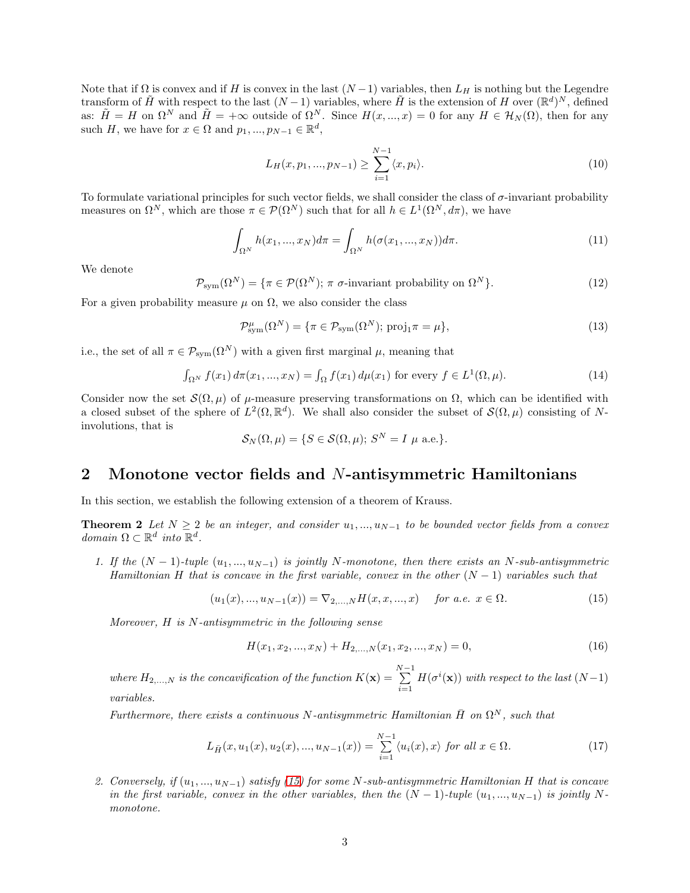Note that if $\Omega$ is convex and if $H$ is convex in the last $(N-1)$ variables, then $L_H$ is nothing but the Legendre transform of $\tilde{H}$ with respect to the last $(N-1)$ variables, where $\tilde{H}$ is the extension of $H$ over $(\mathbb{R}^d)^N$, defined as: $\tilde{H} = H$ on $\Omega^N$ and $\tilde{H} = +\infty$ outside of $\Omega^N$. Since $H(x, ..., x) = 0$ for any $H \in \mathcal{H}_N(\Omega)$, then for any such $H$, we have for $x \in \Omega$ and $p_1, ..., p_{N-1} \in \mathbb{R}^d$,

$$L_H(x, p_1, ..., p_{N-1}) \geq \sum_{i=1}^{N-1} \langle x, p_i \rangle. \tag{10}$$

To formulate variational principles for such vector fields, we shall consider the class of $\sigma$-invariant probability measures on $\Omega^N$, which are those $\pi \in \mathcal{P}(\Omega^N)$ such that for all $h \in L^1(\Omega^N, d\pi)$, we have

$$\int_{\Omega^N} h(x_1, ..., x_N)d\pi = \int_{\Omega^N} h(\sigma(x_1, ..., x_N))d\pi. \tag{11}$$

We denote

$$\mathcal{P}_{\rm sym}(\Omega^N) = \{\pi \in \mathcal{P}(\Omega^N);\ \pi\ \sigma\text{-invariant probability on } \Omega^N\}. \tag{12}$$

For a given probability measure $\mu$ on $\Omega$, we also consider the class

$$\mathcal{P}^{\mu}_{\rm sym}(\Omega^N) = \{\pi \in \mathcal{P}_{\rm sym}(\Omega^N);\ {\rm proj}_1\pi = \mu\}, \tag{13}$$

i.e., the set of all $\pi \in \mathcal{P}_{\rm sym}(\Omega^N)$ with a given first marginal $\mu$, meaning that

$$\textstyle\int_{\Omega^N} f(x_1)\, d\pi(x_1, ..., x_N) = \int_{\Omega} f(x_1)\, d\mu(x_1) \text{ for every } f \in L^1(\Omega, \mu). \tag{14}$$

Consider now the set $\mathcal{S}(\Omega, \mu)$ of $\mu$-measure preserving transformations on $\Omega$, which can be identified with a closed subset of the sphere of $L^2(\Omega, \mathbb{R}^d)$. We shall also consider the subset of $\mathcal{S}(\Omega, \mu)$ consisting of $N$-involutions, that is

$$\mathcal{S}_N(\Omega, \mu) = \{S \in \mathcal{S}(\Omega, \mu);\ S^N = I\ \mu \text{ a.e.}\}.$$

## 2 Monotone vector fields and $N$-antisymmetric Hamiltonians

In this section, we establish the following extension of a theorem of Krauss.

**Theorem 2** *Let $N \geq 2$ be an integer, and consider $u_1, ..., u_{N-1}$ to be bounded vector fields from a convex domain $\Omega \subset \mathbb{R}^d$ into $\mathbb{R}^d$.*

1. *If the $(N-1)$-tuple $(u_1, ..., u_{N-1})$ is jointly $N$-monotone, then there exists an $N$-sub-antisymmetric Hamiltonian $H$ that is concave in the first variable, convex in the other $(N-1)$ variables such that*

$$(u_1(x), ..., u_{N-1}(x)) = \nabla_{2,...,N} H(x, x, ..., x) \quad \text{for a.e. } x \in \Omega. \tag{15}$$

   *Moreover, $H$ is $N$-antisymmetric in the following sense*

$$H(x_1, x_2, ..., x_N) + H_{2,...,N}(x_1, x_2, ..., x_N) = 0, \tag{16}$$

   *where $H_{2,...,N}$ is the concavification of the function $K(\mathbf{x}) = \sum_{i=1}^{N-1} H(\sigma^i(\mathbf{x}))$ with respect to the last $(N-1)$ variables.*

   *Furthermore, there exists a continuous $N$-antisymmetric Hamiltonian $\bar{H}$ on $\Omega^N$, such that*

$$L_{\bar{H}}(x, u_1(x), u_2(x), ..., u_{N-1}(x)) = \sum_{i=1}^{N-1} \langle u_i(x), x \rangle \text{ for all } x \in \Omega. \tag{17}$$

2. *Conversely, if $(u_1, ..., u_{N-1})$ satisfy (15) for some $N$-sub-antisymmetric Hamiltonian $H$ that is concave in the first variable, convex in the other variables, then the $(N-1)$-tuple $(u_1, ..., u_{N-1})$ is jointly $N$-monotone.*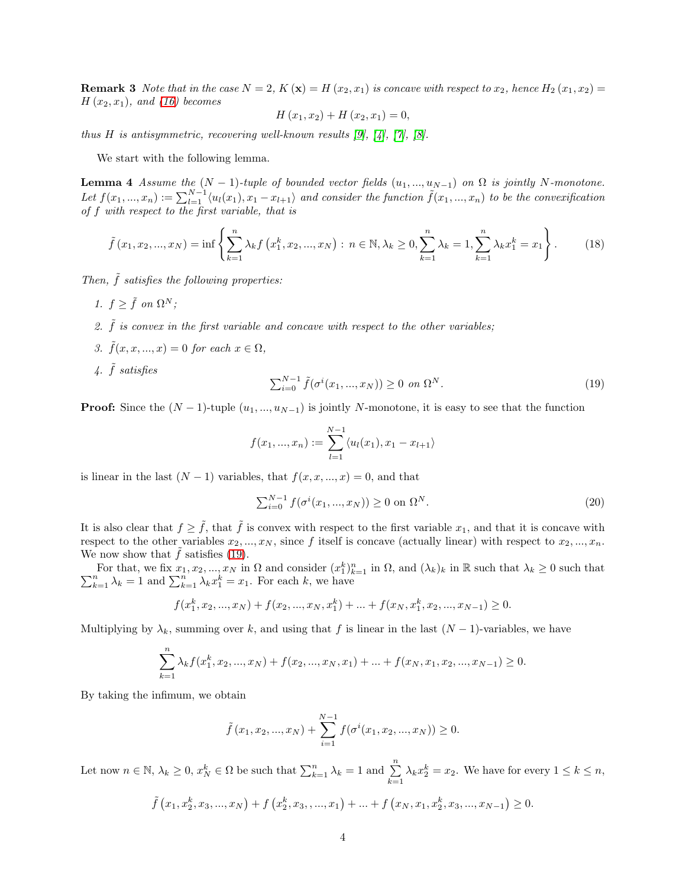**Remark 3** *Note that in the case $N = 2$, $K(\mathbf{x}) = H(x_2, x_1)$ is concave with respect to $x_2$, hence $H_2(x_1, x_2) = H(x_2, x_1)$, and (16) becomes*

$$H(x_1, x_2) + H(x_2, x_1) = 0,$$

*thus $H$ is antisymmetric, recovering well-known results [9], [4], [7], [8].*

We start with the following lemma.

**Lemma 4** *Assume the $(N-1)$-tuple of bounded vector fields $(u_1, ..., u_{N-1})$ on $\Omega$ is jointly $N$-monotone. Let $f(x_1, ..., x_n) := \sum_{l=1}^{N-1} \langle u_l(x_1), x_1 - x_{l+1} \rangle$ and consider the function $\tilde{f}(x_1, ..., x_n)$ to be the convexification of $f$ with respect to the first variable, that is*

$$\tilde{f}(x_1, x_2, ..., x_N) = \inf \left\{ \sum_{k=1}^{n} \lambda_k f\left(x_1^k, x_2, ..., x_N\right) : n \in \mathbb{N}, \lambda_k \geq 0, \sum_{k=1}^{n} \lambda_k = 1, \sum_{k=1}^{n} \lambda_k x_1^k = x_1 \right\}. \tag{18}$$

*Then, $\tilde{f}$ satisfies the following properties:*

1. *$f \geq \tilde{f}$ on $\Omega^N$;*
2. *$\tilde{f}$ is convex in the first variable and concave with respect to the other variables;*
3. *$\tilde{f}(x, x, ..., x) = 0$ for each $x \in \Omega$,*
4. *$\tilde{f}$ satisfies*
$$\textstyle\sum_{i=0}^{N-1} \tilde{f}(\sigma^i(x_1, ..., x_N)) \geq 0 \text{ on } \Omega^N. \tag{19}$$

**Proof:** Since the $(N-1)$-tuple $(u_1, ..., u_{N-1})$ is jointly $N$-monotone, it is easy to see that the function

$$f(x_1, ..., x_n) := \sum_{l=1}^{N-1} \langle u_l(x_1), x_1 - x_{l+1} \rangle$$

is linear in the last $(N-1)$ variables, that $f(x, x, ..., x) = 0$, and that

$$\textstyle\sum_{i=0}^{N-1} f(\sigma^i(x_1, ..., x_N)) \geq 0 \text{ on } \Omega^N. \tag{20}$$

It is also clear that $f \geq \tilde{f}$, that $\tilde{f}$ is convex with respect to the first variable $x_1$, and that it is concave with respect to the other variables $x_2, ..., x_N$, since $f$ itself is concave (actually linear) with respect to $x_2, ..., x_n$. We now show that $\tilde{f}$ satisfies (19).

For that, we fix $x_1, x_2, ..., x_N$ in $\Omega$ and consider $(x_1^k)_{k=1}^n$ in $\Omega$, and $(\lambda_k)_k$ in $\mathbb{R}$ such that $\lambda_k \geq 0$ such that $\sum_{k=1}^n \lambda_k = 1$ and $\sum_{k=1}^n \lambda_k x_1^k = x_1$. For each $k$, we have

$$f(x_1^k, x_2, ..., x_N) + f(x_2, ..., x_N, x_1^k) + ... + f(x_N, x_1^k, x_2, ..., x_{N-1}) \geq 0.$$

Multiplying by $\lambda_k$, summing over $k$, and using that $f$ is linear in the last $(N-1)$-variables, we have

$$\sum_{k=1}^{n} \lambda_k f(x_1^k, x_2, ..., x_N) + f(x_2, ..., x_N, x_1) + ... + f(x_N, x_1, x_2, ..., x_{N-1}) \geq 0.$$

By taking the infimum, we obtain

$$\tilde{f}(x_1, x_2, ..., x_N) + \sum_{i=1}^{N-1} f(\sigma^i(x_1, x_2, ..., x_N)) \geq 0.$$

Let now $n \in \mathbb{N}$, $\lambda_k \geq 0$, $x_N^k \in \Omega$ be such that $\sum_{k=1}^n \lambda_k = 1$ and $\sum_{k=1}^{n} \lambda_k x_2^k = x_2$. We have for every $1 \leq k \leq n$,

$$\tilde{f}\left(x_1, x_2^k, x_3, ..., x_N\right) + f\left(x_2^k, x_3, , ..., x_1\right) + ... + f\left(x_N, x_1, x_2^k, x_3, ..., x_{N-1}\right) \geq 0.$$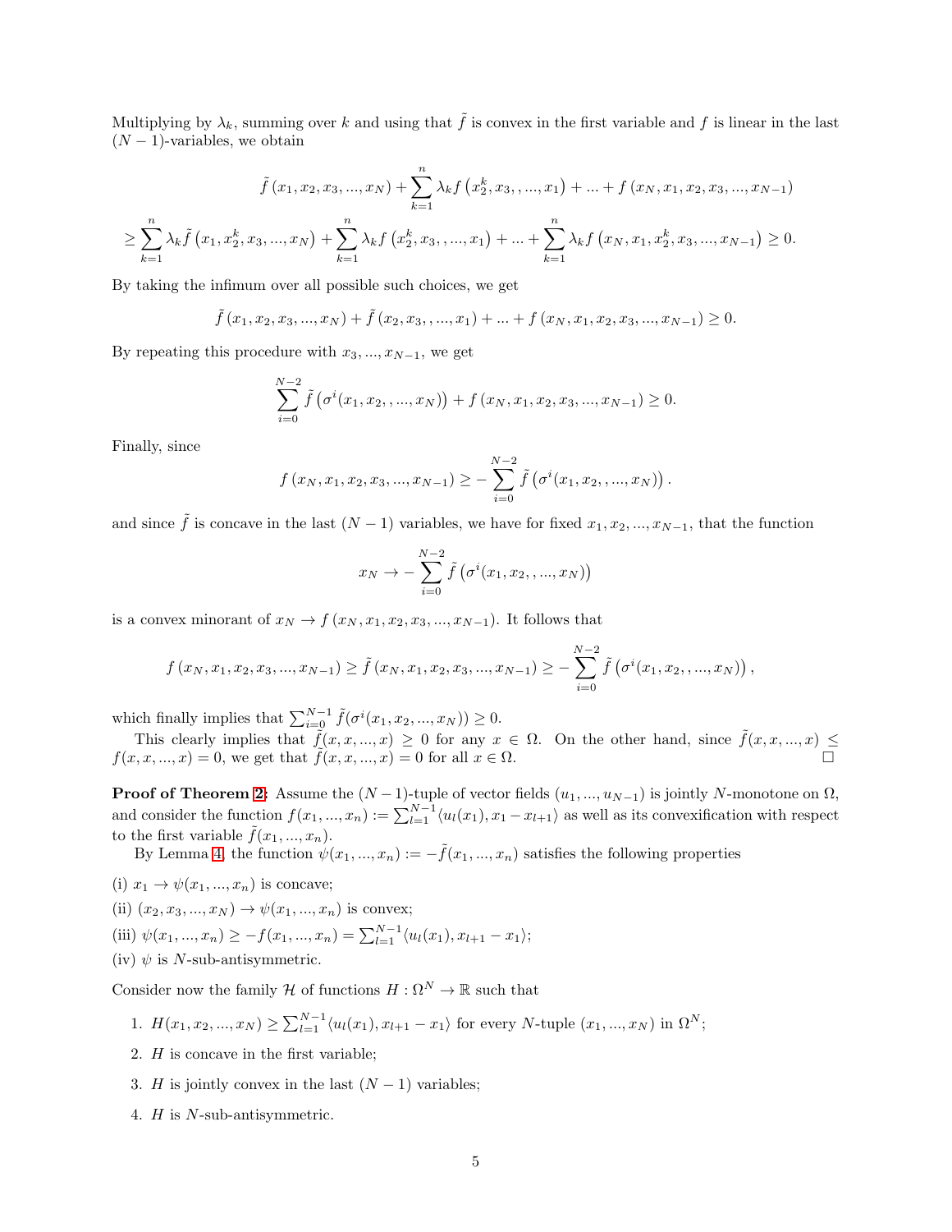Multiplying by $\lambda_k$, summing over $k$ and using that $\tilde{f}$ is convex in the first variable and $f$ is linear in the last $(N-1)$-variables, we obtain

$$\tilde{f}\left(x_1, x_2, x_3, ..., x_N\right) + \sum_{k=1}^{n} \lambda_k f\left(x_2^k, x_3, ,..., x_1\right) + ... + f\left(x_N, x_1, x_2, x_3, ..., x_{N-1}\right)$$

$$\geq \sum_{k=1}^{n} \lambda_k \tilde{f}\left(x_1, x_2^k, x_3, ..., x_N\right) + \sum_{k=1}^{n} \lambda_k f\left(x_2^k, x_3, ,..., x_1\right) + ... + \sum_{k=1}^{n} \lambda_k f\left(x_N, x_1, x_2^k, x_3, ..., x_{N-1}\right) \geq 0.$$

By taking the infimum over all possible such choices, we get

$$\tilde{f}\left(x_1, x_2, x_3, ..., x_N\right) + \tilde{f}\left(x_2, x_3, ,..., x_1\right) + ... + f\left(x_N, x_1, x_2, x_3, ..., x_{N-1}\right) \geq 0.$$

By repeating this procedure with $x_3, ..., x_{N-1}$, we get

$$\sum_{i=0}^{N-2} \tilde{f}\left(\sigma^i(x_1, x_2, ,..., x_N)\right) + f\left(x_N, x_1, x_2, x_3, ..., x_{N-1}\right) \geq 0.$$

Finally, since

$$f\left(x_N, x_1, x_2, x_3, ..., x_{N-1}\right) \geq - \sum_{i=0}^{N-2} \tilde{f}\left(\sigma^i(x_1, x_2, ,..., x_N)\right).$$

and since $\tilde{f}$ is concave in the last $(N-1)$ variables, we have for fixed $x_1, x_2, ..., x_{N-1}$, that the function

$$x_N \to - \sum_{i=0}^{N-2} \tilde{f}\left(\sigma^i(x_1, x_2, ,..., x_N)\right)$$

is a convex minorant of $x_N \to f\left(x_N, x_1, x_2, x_3, ..., x_{N-1}\right)$. It follows that

$$f\left(x_N, x_1, x_2, x_3, ..., x_{N-1}\right) \geq \tilde{f}\left(x_N, x_1, x_2, x_3, ..., x_{N-1}\right) \geq - \sum_{i=0}^{N-2} \tilde{f}\left(\sigma^i(x_1, x_2, ,..., x_N)\right),$$

which finally implies that $\sum_{i=0}^{N-1} \tilde{f}(\sigma^i(x_1, x_2, ..., x_N)) \geq 0$.

This clearly implies that $\tilde{f}(x, x, ..., x) \geq 0$ for any $x \in \Omega$. On the other hand, since $\tilde{f}(x, x, ..., x) \leq f(x, x, ..., x) = 0$, we get that $\tilde{f}(x, x, ..., x) = 0$ for all $x \in \Omega$. □

**Proof of Theorem 2:** Assume the $(N-1)$-tuple of vector fields $(u_1, ..., u_{N-1})$ is jointly $N$-monotone on $\Omega$, and consider the function $f(x_1, ..., x_n) := \sum_{l=1}^{N-1} \langle u_l(x_1), x_1 - x_{l+1} \rangle$ as well as its convexification with respect to the first variable $\tilde{f}(x_1, ..., x_n)$.

By Lemma 4, the function $\psi(x_1, ..., x_n) := -\tilde{f}(x_1, ..., x_n)$ satisfies the following properties

(i) $x_1 \to \psi(x_1, ..., x_n)$ is concave;

(ii) $(x_2, x_3, ..., x_N) \to \psi(x_1, ..., x_n)$ is convex;

(iii) $\psi(x_1, ..., x_n) \geq -f(x_1, ..., x_n) = \sum_{l=1}^{N-1} \langle u_l(x_1), x_{l+1} - x_1 \rangle$;

(iv) $\psi$ is $N$-sub-antisymmetric.

Consider now the family $\mathcal{H}$ of functions $H : \Omega^N \to \mathbb{R}$ such that

1. $H(x_1, x_2, ..., x_N) \geq \sum_{l=1}^{N-1} \langle u_l(x_1), x_{l+1} - x_1 \rangle$ for every $N$-tuple $(x_1, ..., x_N)$ in $\Omega^N$;
2. $H$ is concave in the first variable;
3. $H$ is jointly convex in the last $(N-1)$ variables;
4. $H$ is $N$-sub-antisymmetric.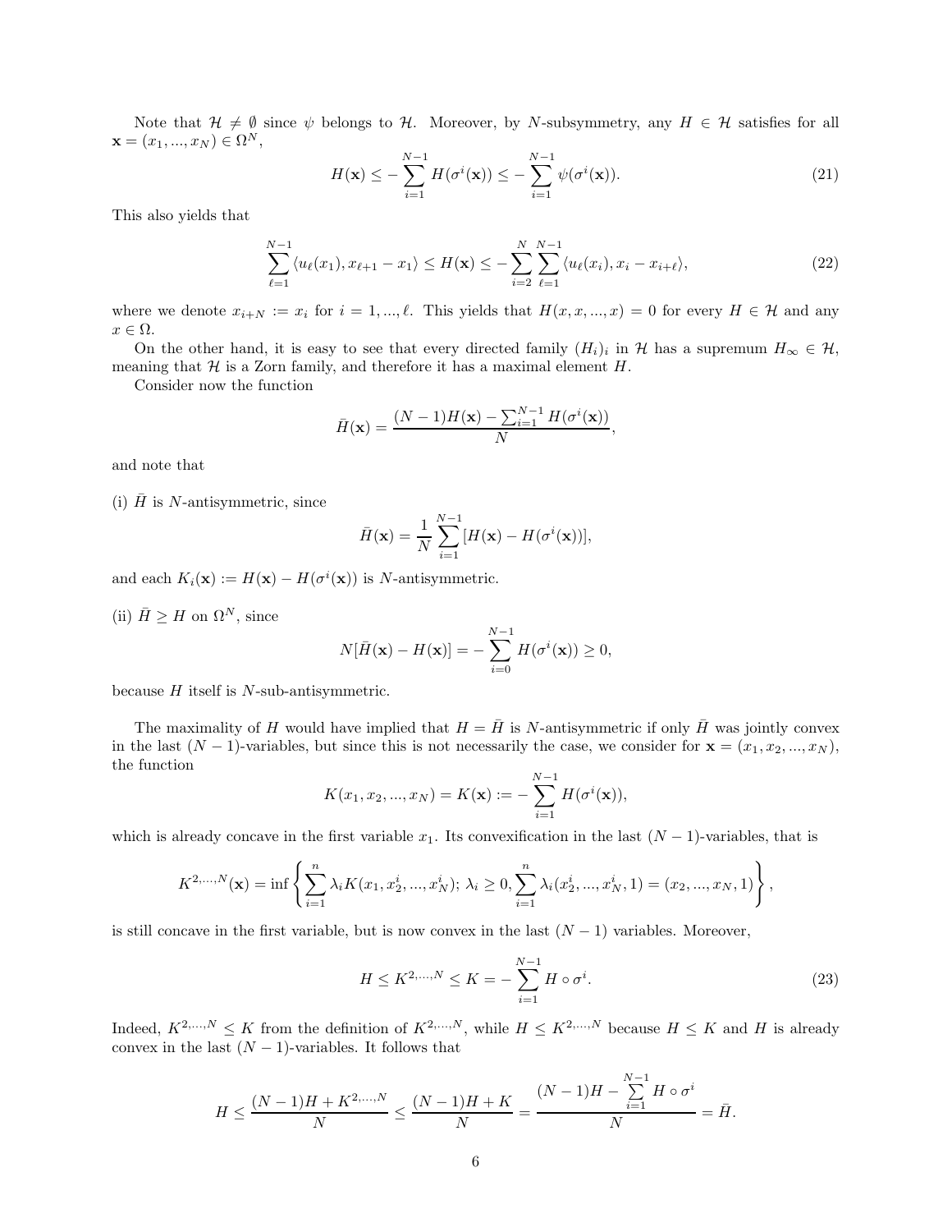Note that $\mathcal{H} \neq \emptyset$ since $\psi$ belongs to $\mathcal{H}$. Moreover, by $N$-subsymmetry, any $H \in \mathcal{H}$ satisfies for all $\mathbf{x} = (x_1, ..., x_N) \in \Omega^N$,

$$H(\mathbf{x}) \leq -\sum_{i=1}^{N-1} H(\sigma^i(\mathbf{x})) \leq -\sum_{i=1}^{N-1} \psi(\sigma^i(\mathbf{x})). \tag{21}$$

This also yields that

$$\sum_{\ell=1}^{N-1} \langle u_\ell(x_1), x_{\ell+1} - x_1 \rangle \leq H(\mathbf{x}) \leq -\sum_{i=2}^{N} \sum_{\ell=1}^{N-1} \langle u_\ell(x_i), x_i - x_{i+\ell} \rangle, \tag{22}$$

where we denote $x_{i+N} := x_i$ for $i = 1, ..., \ell$. This yields that $H(x, x, ..., x) = 0$ for every $H \in \mathcal{H}$ and any $x \in \Omega$.

On the other hand, it is easy to see that every directed family $(H_i)_i$ in $\mathcal{H}$ has a supremum $H_\infty \in \mathcal{H}$, meaning that $\mathcal{H}$ is a Zorn family, and therefore it has a maximal element $H$.

Consider now the function

$$\bar{H}(\mathbf{x}) = \frac{(N-1)H(\mathbf{x}) - \sum_{i=1}^{N-1} H(\sigma^i(\mathbf{x}))}{N},$$

and note that

(i) $\bar{H}$ is $N$-antisymmetric, since

$$\bar{H}(\mathbf{x}) = \frac{1}{N} \sum_{i=1}^{N-1} [H(\mathbf{x}) - H(\sigma^i(\mathbf{x}))],$$

and each $K_i(\mathbf{x}) := H(\mathbf{x}) - H(\sigma^i(\mathbf{x}))$ is $N$-antisymmetric.

(ii) $\bar{H} \geq H$ on $\Omega^N$, since

$$N[\bar{H}(\mathbf{x}) - H(\mathbf{x})] = -\sum_{i=0}^{N-1} H(\sigma^i(\mathbf{x})) \geq 0,$$

because $H$ itself is $N$-sub-antisymmetric.

The maximality of $H$ would have implied that $H = \bar{H}$ is $N$-antisymmetric if only $\bar{H}$ was jointly convex in the last $(N-1)$-variables, but since this is not necessarily the case, we consider for $\mathbf{x} = (x_1, x_2, ..., x_N)$, the function

$$K(x_1, x_2, ..., x_N) = K(\mathbf{x}) := -\sum_{i=1}^{N-1} H(\sigma^i(\mathbf{x})),$$

which is already concave in the first variable $x_1$. Its convexification in the last $(N-1)$-variables, that is

$$K^{2,...,N}(\mathbf{x}) = \inf\left\{ \sum_{i=1}^{n} \lambda_i K(x_1, x_2^i, ..., x_N^i);\ \lambda_i \geq 0, \sum_{i=1}^{n} \lambda_i (x_2^i, ..., x_N^i, 1) = (x_2, ..., x_N, 1) \right\},$$

is still concave in the first variable, but is now convex in the last $(N-1)$ variables. Moreover,

$$H \leq K^{2,...,N} \leq K = -\sum_{i=1}^{N-1} H \circ \sigma^i. \tag{23}$$

Indeed, $K^{2,...,N} \leq K$ from the definition of $K^{2,...,N}$, while $H \leq K^{2,...,N}$ because $H \leq K$ and $H$ is already convex in the last $(N-1)$-variables. It follows that

$$H \leq \frac{(N-1)H + K^{2,...,N}}{N} \leq \frac{(N-1)H + K}{N} = \frac{(N-1)H - \sum\limits_{i=1}^{N-1} H \circ \sigma^i}{N} = \bar{H}.$$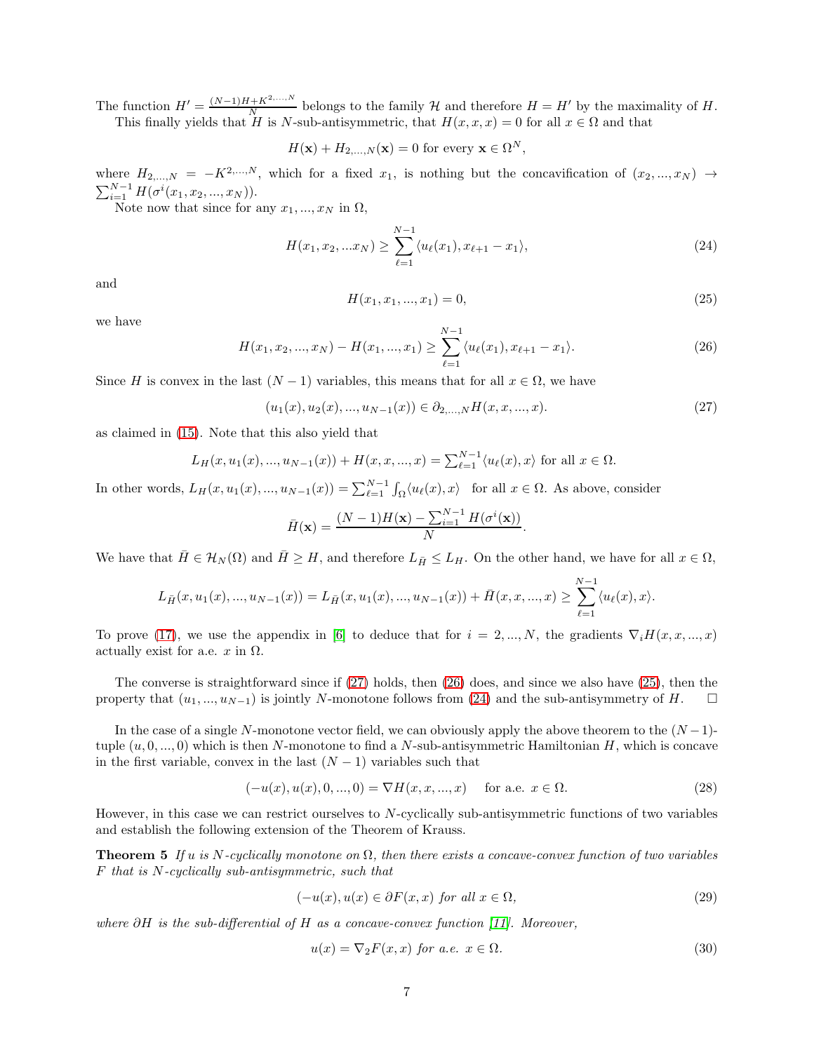The function $H' = \frac{(N-1)H + K^{2,\dots,N}}{N}$ belongs to the family $\mathcal{H}$ and therefore $H = H'$ by the maximality of $H$.

This finally yields that $H$ is $N$-sub-antisymmetric, that $H(x,x,x) = 0$ for all $x \in \Omega$ and that

$$H(\mathbf{x}) + H_{2,\dots,N}(\mathbf{x}) = 0 \text{ for every } \mathbf{x} \in \Omega^N,$$

where $H_{2,\dots,N} = -K^{2,\dots,N}$, which for a fixed $x_1$, is nothing but the concavification of $(x_2, \dots, x_N) \to \sum_{i=1}^{N-1} H(\sigma^i(x_1, x_2, \dots, x_N))$.

Note now that since for any $x_1, \dots, x_N$ in $\Omega$,

$$H(x_1, x_2, \dots x_N) \geq \sum_{\ell=1}^{N-1} \langle u_\ell(x_1), x_{\ell+1} - x_1 \rangle, \tag{24}$$

and

$$H(x_1, x_1, \dots, x_1) = 0, \tag{25}$$

we have

$$H(x_1, x_2, \dots, x_N) - H(x_1, \dots, x_1) \geq \sum_{\ell=1}^{N-1} \langle u_\ell(x_1), x_{\ell+1} - x_1 \rangle. \tag{26}$$

Since $H$ is convex in the last $(N-1)$ variables, this means that for all $x \in \Omega$, we have

$$(u_1(x), u_2(x), \dots, u_{N-1}(x)) \in \partial_{2,\dots,N} H(x, x, \dots, x). \tag{27}$$

as claimed in (15). Note that this also yield that

$$L_H(x, u_1(x), \dots, u_{N-1}(x)) + H(x, x, \dots, x) = \textstyle\sum_{\ell=1}^{N-1} \langle u_\ell(x), x \rangle \text{ for all } x \in \Omega.$$

In other words, $L_H(x, u_1(x), \dots, u_{N-1}(x)) = \sum_{\ell=1}^{N-1} \int_\Omega \langle u_\ell(x), x \rangle$ for all $x \in \Omega$. As above, consider

$$\bar{H}(\mathbf{x}) = \frac{(N-1)H(\mathbf{x}) - \sum_{i=1}^{N-1} H(\sigma^i(\mathbf{x}))}{N}.$$

We have that $\bar{H} \in \mathcal{H}_N(\Omega)$ and $\bar{H} \geq H$, and therefore $L_{\bar{H}} \leq L_H$. On the other hand, we have for all $x \in \Omega$,

$$L_{\bar{H}}(x, u_1(x), \dots, u_{N-1}(x)) = L_{\bar{H}}(x, u_1(x), \dots, u_{N-1}(x)) + \bar{H}(x, x, \dots, x) \geq \sum_{\ell=1}^{N-1} \langle u_\ell(x), x \rangle.$$

To prove (17), we use the appendix in [6] to deduce that for $i = 2, \dots, N$, the gradients $\nabla_i H(x, x, \dots, x)$ actually exist for a.e. $x$ in $\Omega$.

The converse is straightforward since if (27) holds, then (26) does, and since we also have (25), then the property that $(u_1, \dots, u_{N-1})$ is jointly $N$-monotone follows from (24) and the sub-antisymmetry of $H$. □

In the case of a single $N$-monotone vector field, we can obviously apply the above theorem to the $(N-1)$-tuple $(u, 0, \dots, 0)$ which is then $N$-monotone to find a $N$-sub-antisymmetric Hamiltonian $H$, which is concave in the first variable, convex in the last $(N-1)$ variables such that

$$(-u(x), u(x), 0, \dots, 0) = \nabla H(x, x, \dots, x) \quad \text{ for a.e. } x \in \Omega. \tag{28}$$

However, in this case we can restrict ourselves to $N$-cyclically sub-antisymmetric functions of two variables and establish the following extension of the Theorem of Krauss.

**Theorem 5** *If $u$ is $N$-cyclically monotone on $\Omega$, then there exists a concave-convex function of two variables $F$ that is $N$-cyclically sub-antisymmetric, such that*

$$(-u(x), u(x) \in \partial F(x, x) \text{ for all } x \in \Omega, \tag{29}$$

*where $\partial H$ is the sub-differential of $H$ as a concave-convex function [11]. Moreover,*

$$u(x) = \nabla_2 F(x, x) \text{ for a.e. } x \in \Omega. \tag{30}$$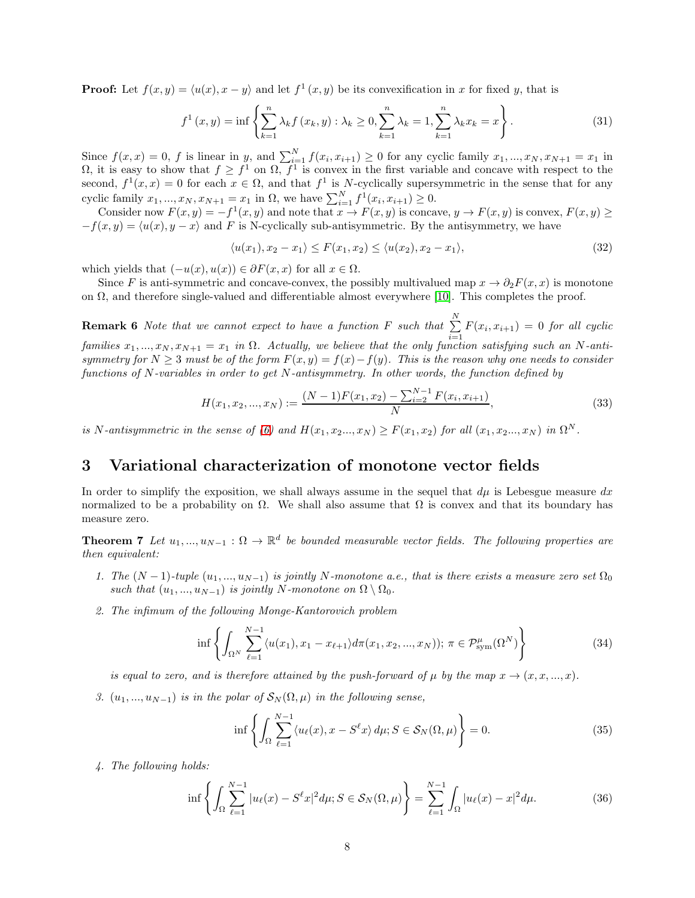**Proof:** Let $f(x,y) = \langle u(x), x-y\rangle$ and let $f^1(x,y)$ be its convexification in $x$ for fixed $y$, that is

$$f^1(x,y) = \inf\left\{\sum_{k=1}^n \lambda_k f(x_k, y) : \lambda_k \geq 0, \sum_{k=1}^n \lambda_k = 1, \sum_{k=1}^n \lambda_k x_k = x\right\}. \tag{31}$$

Since $f(x,x) = 0$, $f$ is linear in $y$, and $\sum_{i=1}^N f(x_i, x_{i+1}) \geq 0$ for any cyclic family $x_1, ..., x_N, x_{N+1} = x_1$ in $\Omega$, it is easy to show that $f \geq f^1$ on $\Omega$, $f^1$ is convex in the first variable and concave with respect to the second, $f^1(x,x) = 0$ for each $x \in \Omega$, and that $f^1$ is $N$-cyclically supersymmetric in the sense that for any cyclic family $x_1, ..., x_N, x_{N+1} = x_1$ in $\Omega$, we have $\sum_{i=1}^N f^1(x_i, x_{i+1}) \geq 0$.

Consider now $F(x,y) = -f^1(x,y)$ and note that $x \to F(x,y)$ is concave, $y \to F(x,y)$ is convex, $F(x,y) \geq -f(x,y) = \langle u(x), y-x\rangle$ and $F$ is N-cyclically sub-antisymmetric. By the antisymmetry, we have

$$\langle u(x_1), x_2 - x_1\rangle \leq F(x_1, x_2) \leq \langle u(x_2), x_2 - x_1\rangle, \tag{32}$$

which yields that $(-u(x), u(x)) \in \partial F(x,x)$ for all $x \in \Omega$.

Since $F$ is anti-symmetric and concave-convex, the possibly multivalued map $x \to \partial_2 F(x,x)$ is monotone on $\Omega$, and therefore single-valued and differentiable almost everywhere [10]. This completes the proof.

**Remark 6** *Note that we cannot expect to have a function $F$ such that $\sum_{i=1}^N F(x_i, x_{i+1}) = 0$ for all cyclic families $x_1, ..., x_N, x_{N+1} = x_1$ in $\Omega$. Actually, we believe that the only function satisfying such an $N$-antisymmetry for $N \geq 3$ must be of the form $F(x,y) = f(x) - f(y)$. This is the reason why one needs to consider functions of $N$-variables in order to get $N$-antisymmetry. In other words, the function defined by*

$$H(x_1, x_2, ..., x_N) := \frac{(N-1)F(x_1, x_2) - \sum_{i=2}^{N-1} F(x_i, x_{i+1})}{N}, \tag{33}$$

*is $N$-antisymmetric in the sense of (6) and $H(x_1, x_2 ..., x_N) \geq F(x_1, x_2)$ for all $(x_1, x_2 ..., x_N)$ in $\Omega^N$.*

# 3 Variational characterization of monotone vector fields

In order to simplify the exposition, we shall always assume in the sequel that $d\mu$ is Lebesgue measure $dx$ normalized to be a probability on $\Omega$. We shall also assume that $\Omega$ is convex and that its boundary has measure zero.

**Theorem 7** *Let $u_1, ..., u_{N-1} : \Omega \to \mathbb{R}^d$ be bounded measurable vector fields. The following properties are then equivalent:*

1. *The $(N-1)$-tuple $(u_1, ..., u_{N-1})$ is jointly $N$-monotone a.e., that is there exists a measure zero set $\Omega_0$ such that $(u_1, ..., u_{N-1})$ is jointly $N$-monotone on $\Omega \setminus \Omega_0$.*

2. *The infimum of the following Monge-Kantorovich problem*

$$\inf\left\{\int_{\Omega^N} \sum_{\ell=1}^{N-1} \langle u(x_1), x_1 - x_{\ell+1}\rangle d\pi(x_1, x_2, ..., x_N));\ \pi \in \mathcal{P}^\mu_{\rm sym}(\Omega^N)\right\} \tag{34}$$

   *is equal to zero, and is therefore attained by the push-forward of $\mu$ by the map $x \to (x, x, ..., x)$.*

3. *$(u_1, ..., u_{N-1})$ is in the polar of $\mathcal{S}_N(\Omega, \mu)$ in the following sense,*

$$\inf\left\{\int_\Omega \sum_{\ell=1}^{N-1} \langle u_\ell(x), x - S^\ell x\rangle\, d\mu; S \in \mathcal{S}_N(\Omega, \mu)\right\} = 0. \tag{35}$$

4. *The following holds:*

$$\inf\left\{\int_\Omega \sum_{\ell=1}^{N-1} |u_\ell(x) - S^\ell x|^2 d\mu; S \in \mathcal{S}_N(\Omega, \mu)\right\} = \sum_{\ell=1}^{N-1} \int_\Omega |u_\ell(x) - x|^2 d\mu. \tag{36}$$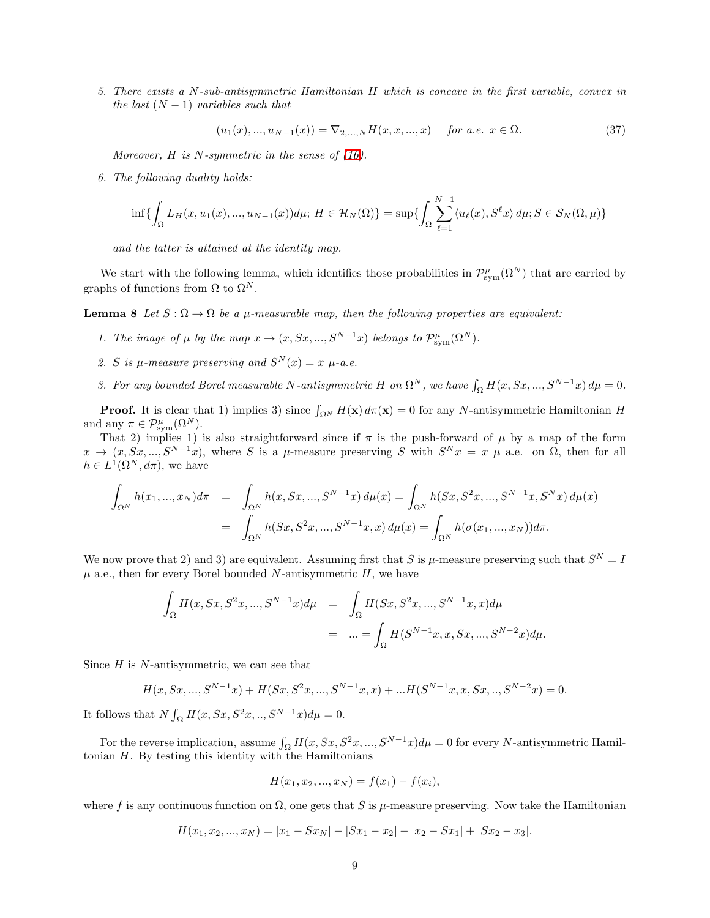5. *There exists a $N$-sub-antisymmetric Hamiltonian $H$ which is concave in the first variable, convex in the last $(N-1)$ variables such that*

$$(u_1(x), ..., u_{N-1}(x)) = \nabla_{2,...,N} H(x, x, ..., x) \quad \text{for a.e. } x \in \Omega. \tag{37}$$

*Moreover, $H$ is $N$-symmetric in the sense of (16).*

6. *The following duality holds:*

$$\inf\{\int_\Omega L_H(x, u_1(x), ..., u_{N-1}(x)) d\mu;\ H \in \mathcal{H}_N(\Omega)\} = \sup\{\int_\Omega \sum_{\ell=1}^{N-1} \langle u_\ell(x), S^\ell x\rangle \, d\mu; S \in \mathcal{S}_N(\Omega, \mu)\}$$

*and the latter is attained at the identity map.*

We start with the following lemma, which identifies those probabilities in $\mathcal{P}^\mu_{\rm sym}(\Omega^N)$ that are carried by graphs of functions from $\Omega$ to $\Omega^N$.

**Lemma 8** *Let $S : \Omega \to \Omega$ be a $\mu$-measurable map, then the following properties are equivalent:*

1. *The image of $\mu$ by the map $x \to (x, Sx, ..., S^{N-1}x)$ belongs to $\mathcal{P}^\mu_{\rm sym}(\Omega^N)$.*
2. *$S$ is $\mu$-measure preserving and $S^N(x) = x$ $\mu$-a.e.*
3. *For any bounded Borel measurable $N$-antisymmetric $H$ on $\Omega^N$, we have $\int_\Omega H(x, Sx, ..., S^{N-1}x)\, d\mu = 0$.*

**Proof.** It is clear that 1) implies 3) since $\int_{\Omega^N} H(\mathbf{x})\, d\pi(\mathbf{x}) = 0$ for any $N$-antisymmetric Hamiltonian $H$ and any $\pi \in \mathcal{P}^\mu_{\rm sym}(\Omega^N)$.

That 2) implies 1) is also straightforward since if $\pi$ is the push-forward of $\mu$ by a map of the form $x \to (x, Sx, ..., S^{N-1}x)$, where $S$ is a $\mu$-measure preserving $S$ with $S^N x = x$ $\mu$ a.e. on $\Omega$, then for all $h \in L^1(\Omega^N, d\pi)$, we have

$$\begin{aligned}
\int_{\Omega^N} h(x_1, ..., x_N) d\pi &= \int_{\Omega^N} h(x, Sx, ..., S^{N-1}x)\, d\mu(x) = \int_{\Omega^N} h(Sx, S^2x, ..., S^{N-1}x, S^N x)\, d\mu(x) \\
&= \int_{\Omega^N} h(Sx, S^2x, ..., S^{N-1}x, x)\, d\mu(x) = \int_{\Omega^N} h(\sigma(x_1, ..., x_N)) d\pi.
\end{aligned}$$

We now prove that 2) and 3) are equivalent. Assuming first that $S$ is $\mu$-measure preserving such that $S^N = I$ $\mu$ a.e., then for every Borel bounded $N$-antisymmetric $H$, we have

$$\begin{aligned}
\int_\Omega H(x, Sx, S^2x, ..., S^{N-1}x) d\mu &= \int_\Omega H(Sx, S^2x, ..., S^{N-1}x, x) d\mu \\
&= \ ... = \int_\Omega H(S^{N-1}x, x, Sx, ..., S^{N-2}x) d\mu.
\end{aligned}$$

Since $H$ is $N$-antisymmetric, we can see that

$$H(x, Sx, ..., S^{N-1}x) + H(Sx, S^2x, ..., S^{N-1}x, x) + ... H(S^{N-1}x, x, Sx, .., S^{N-2}x) = 0.$$

It follows that $N \int_\Omega H(x, Sx, S^2x, .., S^{N-1}x) d\mu = 0$.

For the reverse implication, assume $\int_\Omega H(x, Sx, S^2x, ..., S^{N-1}x) d\mu = 0$ for every $N$-antisymmetric Hamiltonian $H$. By testing this identity with the Hamiltonians

$$H(x_1, x_2, ..., x_N) = f(x_1) - f(x_i),$$

where $f$ is any continuous function on $\Omega$, one gets that $S$ is $\mu$-measure preserving. Now take the Hamiltonian

$$H(x_1, x_2, ..., x_N) = |x_1 - Sx_N| - |Sx_1 - x_2| - |x_2 - Sx_1| + |Sx_2 - x_3|.$$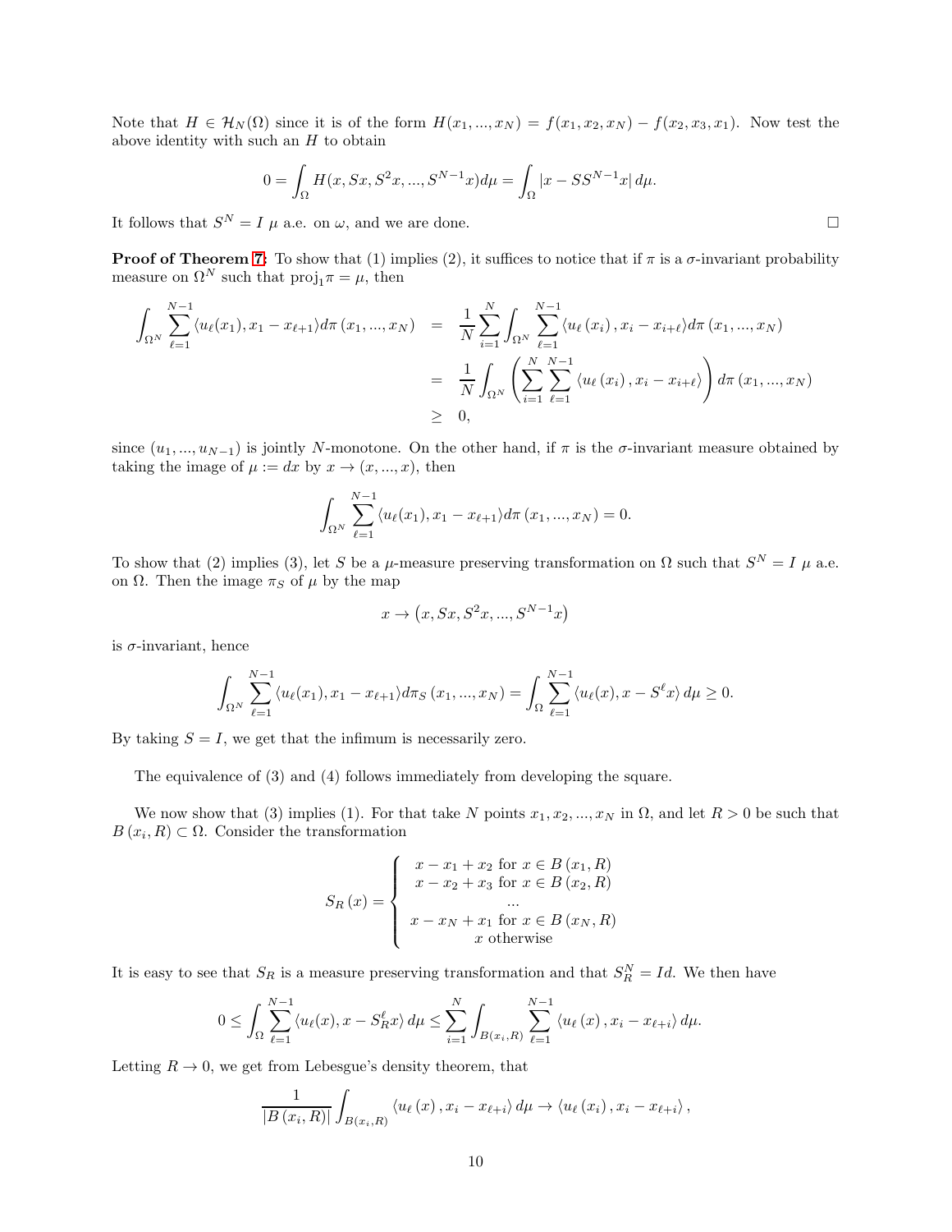Note that $H \in \mathcal{H}_N(\Omega)$ since it is of the form $H(x_1,...,x_N) = f(x_1,x_2,x_N) - f(x_2,x_3,x_1)$. Now test the above identity with such an $H$ to obtain

$$0 = \int_\Omega H(x, Sx, S^2x, ..., S^{N-1}x)d\mu = \int_\Omega |x - SS^{N-1}x|\, d\mu.$$

It follows that $S^N = I$ $\mu$ a.e. on $\omega$, and we are done. $\square$

**Proof of Theorem 7:** To show that (1) implies (2), it suffices to notice that if $\pi$ is a $\sigma$-invariant probability measure on $\Omega^N$ such that $\mathrm{proj}_1\pi = \mu$, then

$$\begin{aligned}
\int_{\Omega^N} \sum_{\ell=1}^{N-1} \langle u_\ell(x_1), x_1 - x_{\ell+1}\rangle d\pi\,(x_1,...,x_N) &= \frac{1}{N}\sum_{i=1}^{N}\int_{\Omega^N}\sum_{\ell=1}^{N-1}\langle u_\ell\,(x_i)\,, x_i - x_{i+\ell}\rangle d\pi\,(x_1,...,x_N) \\
&= \frac{1}{N}\int_{\Omega^N}\left(\sum_{i=1}^{N}\sum_{\ell=1}^{N-1}\langle u_\ell\,(x_i)\,, x_i - x_{i+\ell}\rangle\right) d\pi\,(x_1,...,x_N) \\
&\geq 0,
\end{aligned}$$

since $(u_1,...,u_{N-1})$ is jointly $N$-monotone. On the other hand, if $\pi$ is the $\sigma$-invariant measure obtained by taking the image of $\mu := dx$ by $x \to (x,...,x)$, then

$$\int_{\Omega^N}\sum_{\ell=1}^{N-1}\langle u_\ell(x_1), x_1 - x_{\ell+1}\rangle d\pi\,(x_1,...,x_N) = 0.$$

To show that (2) implies (3), let $S$ be a $\mu$-measure preserving transformation on $\Omega$ such that $S^N = I$ $\mu$ a.e. on $\Omega$. Then the image $\pi_S$ of $\mu$ by the map

$$x \to \left(x, Sx, S^2x, ..., S^{N-1}x\right)$$

is $\sigma$-invariant, hence

$$\int_{\Omega^N}\sum_{\ell=1}^{N-1}\langle u_\ell(x_1), x_1 - x_{\ell+1}\rangle d\pi_S\,(x_1,...,x_N) = \int_\Omega \sum_{\ell=1}^{N-1}\langle u_\ell(x), x - S^\ell x\rangle\, d\mu \geq 0.$$

By taking $S = I$, we get that the infimum is necessarily zero.

The equivalence of (3) and (4) follows immediately from developing the square.

We now show that (3) implies (1). For that take $N$ points $x_1, x_2, ..., x_N$ in $\Omega$, and let $R > 0$ be such that $B\,(x_i, R) \subset \Omega$. Consider the transformation

$$S_R\,(x) = \begin{cases} x - x_1 + x_2 \text{ for } x \in B\,(x_1, R) \\ x - x_2 + x_3 \text{ for } x \in B\,(x_2, R) \\ ... \\ x - x_N + x_1 \text{ for } x \in B\,(x_N, R) \\ x \text{ otherwise} \end{cases}$$

It is easy to see that $S_R$ is a measure preserving transformation and that $S_R^N = Id$. We then have

$$0 \leq \int_\Omega \sum_{\ell=1}^{N-1}\langle u_\ell(x), x - S_R^\ell x\rangle\, d\mu \leq \sum_{i=1}^{N}\int_{B(x_i,R)}\sum_{\ell=1}^{N-1}\langle u_\ell\,(x)\,, x_i - x_{\ell+i}\rangle\, d\mu.$$

Letting $R \to 0$, we get from Lebesgue's density theorem, that

$$\frac{1}{|B\,(x_i, R)|}\int_{B(x_i,R)}\langle u_\ell\,(x)\,, x_i - x_{\ell+i}\rangle\, d\mu \to \langle u_\ell\,(x_i)\,, x_i - x_{\ell+i}\rangle\,,$$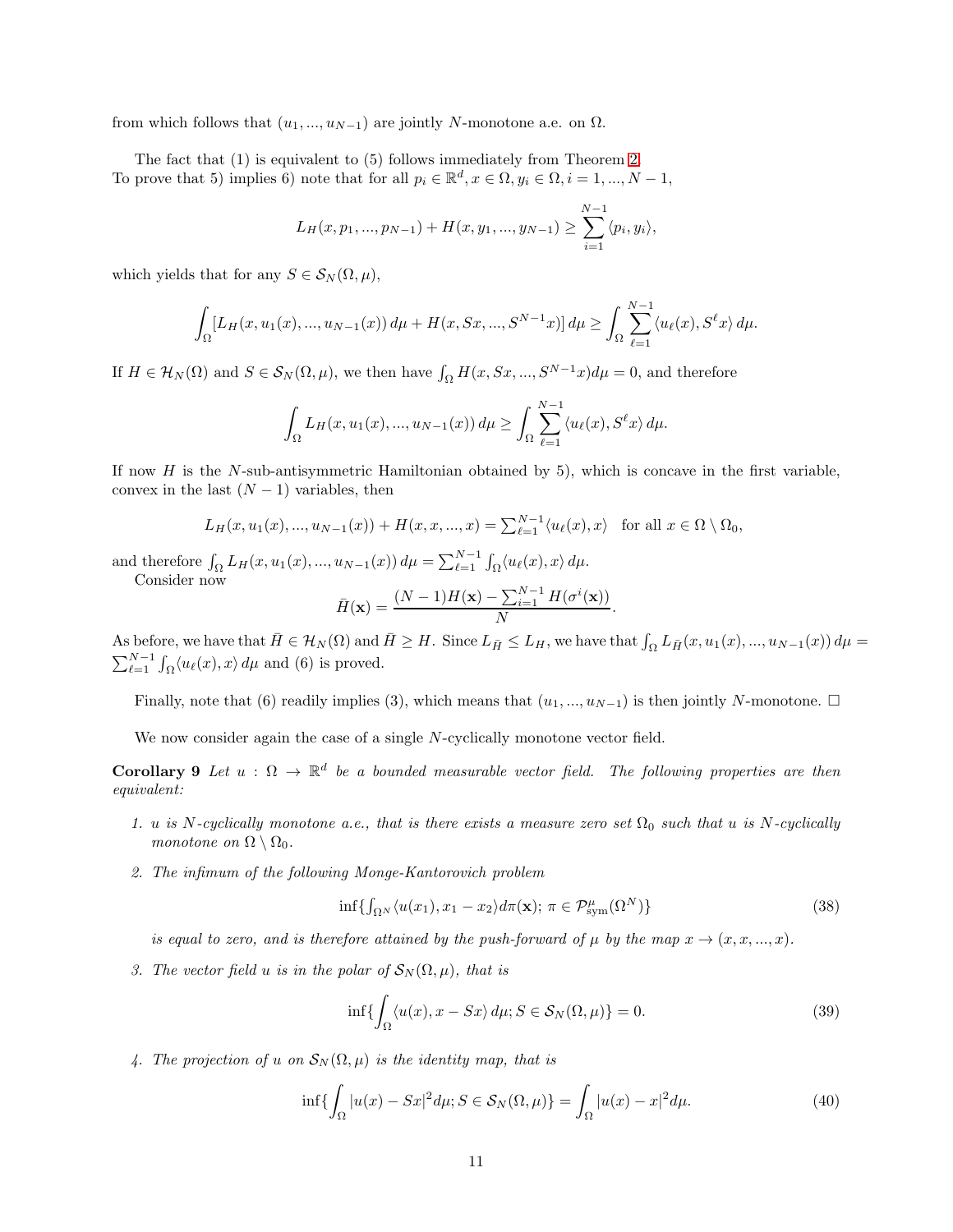from which follows that $(u_1, ..., u_{N-1})$ are jointly $N$-monotone a.e. on $\Omega$.

The fact that (1) is equivalent to (5) follows immediately from Theorem 2. To prove that 5) implies 6) note that for all $p_i \in \mathbb{R}^d, x \in \Omega, y_i \in \Omega, i = 1, ..., N-1$,

$$L_H(x, p_1, ..., p_{N-1}) + H(x, y_1, ..., y_{N-1}) \geq \sum_{i=1}^{N-1} \langle p_i, y_i \rangle,$$

which yields that for any $S \in \mathcal{S}_N(\Omega, \mu)$,

$$\int_\Omega [L_H(x, u_1(x), ..., u_{N-1}(x))\, d\mu + H(x, Sx, ..., S^{N-1}x)]\, d\mu \geq \int_\Omega \sum_{\ell=1}^{N-1} \langle u_\ell(x), S^\ell x \rangle\, d\mu.$$

If $H \in \mathcal{H}_N(\Omega)$ and $S \in \mathcal{S}_N(\Omega, \mu)$, we then have $\int_\Omega H(x, Sx, ..., S^{N-1}x) d\mu = 0$, and therefore

$$\int_\Omega L_H(x, u_1(x), ..., u_{N-1}(x))\, d\mu \geq \int_\Omega \sum_{\ell=1}^{N-1} \langle u_\ell(x), S^\ell x \rangle\, d\mu.$$

If now $H$ is the $N$-sub-antisymmetric Hamiltonian obtained by 5), which is concave in the first variable, convex in the last $(N-1)$ variables, then

$$L_H(x, u_1(x), ..., u_{N-1}(x)) + H(x, x, ..., x) = \textstyle\sum_{\ell=1}^{N-1} \langle u_\ell(x), x \rangle \quad \text{for all } x \in \Omega \setminus \Omega_0,$$

and therefore $\int_\Omega L_H(x, u_1(x), ..., u_{N-1}(x))\, d\mu = \sum_{\ell=1}^{N-1} \int_\Omega \langle u_\ell(x), x \rangle\, d\mu$.

Consider now

$$\bar{H}(\mathbf{x}) = \frac{(N-1)H(\mathbf{x}) - \sum_{i=1}^{N-1} H(\sigma^i(\mathbf{x}))}{N}.$$

As before, we have that $\bar{H} \in \mathcal{H}_N(\Omega)$ and $\bar{H} \geq H$. Since $L_{\bar{H}} \leq L_H$, we have that $\int_\Omega L_{\bar{H}}(x, u_1(x), ..., u_{N-1}(x))\, d\mu = \sum_{\ell=1}^{N-1} \int_\Omega \langle u_\ell(x), x \rangle\, d\mu$ and (6) is proved.

Finally, note that (6) readily implies (3), which means that $(u_1, ..., u_{N-1})$ is then jointly $N$-monotone. $\square$

We now consider again the case of a single $N$-cyclically monotone vector field.

**Corollary 9** *Let $u : \Omega \to \mathbb{R}^d$ be a bounded measurable vector field. The following properties are then equivalent:*

1. *$u$ is $N$-cyclically monotone a.e., that is there exists a measure zero set $\Omega_0$ such that $u$ is $N$-cyclically monotone on $\Omega \setminus \Omega_0$.*

2. *The infimum of the following Monge-Kantorovich problem*

$$\inf\{\textstyle\int_{\Omega^N} \langle u(x_1), x_1 - x_2 \rangle d\pi(\mathbf{x});\, \pi \in \mathcal{P}^\mu_{\text{sym}}(\Omega^N)\} \tag{38}$$

   *is equal to zero, and is therefore attained by the push-forward of $\mu$ by the map $x \to (x, x, ..., x)$.*

3. *The vector field $u$ is in the polar of $\mathcal{S}_N(\Omega, \mu)$, that is*

$$\inf\{\int_\Omega \langle u(x), x - Sx \rangle\, d\mu; S \in \mathcal{S}_N(\Omega, \mu)\} = 0. \tag{39}$$

4. *The projection of $u$ on $\mathcal{S}_N(\Omega, \mu)$ is the identity map, that is*

$$\inf\{\int_\Omega |u(x) - Sx|^2 d\mu; S \in \mathcal{S}_N(\Omega, \mu)\} = \int_\Omega |u(x) - x|^2 d\mu. \tag{40}$$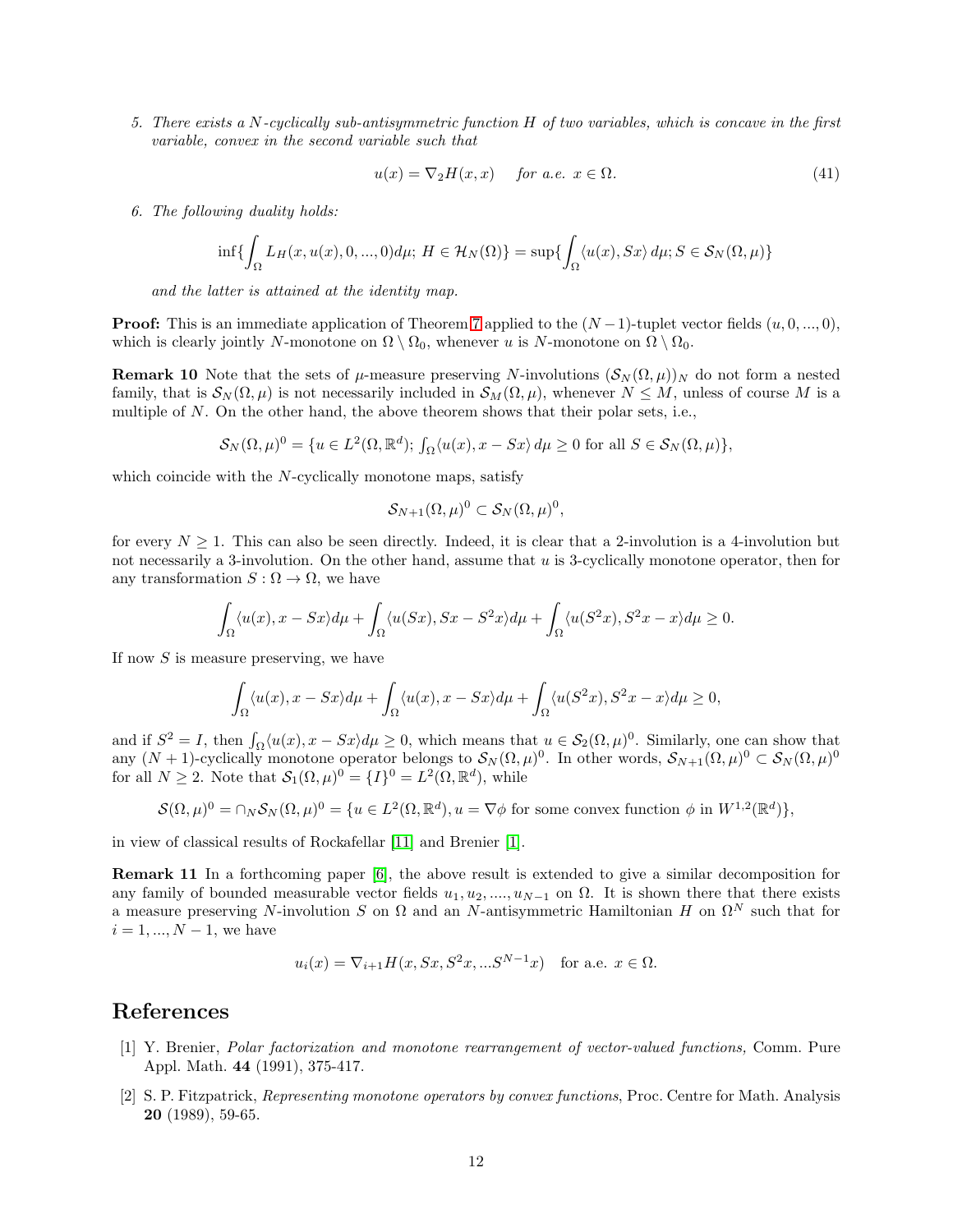5. *There exists a $N$-cyclically sub-antisymmetric function $H$ of two variables, which is concave in the first variable, convex in the second variable such that*

$$u(x) = \nabla_2 H(x,x) \quad \text{for a.e. } x \in \Omega. \tag{41}$$

6. *The following duality holds:*

$$\inf\{\int_\Omega L_H(x,u(x),0,...,0)d\mu;\ H \in \mathcal{H}_N(\Omega)\} = \sup\{\int_\Omega \langle u(x), Sx\rangle\, d\mu; S \in \mathcal{S}_N(\Omega,\mu)\}$$

*and the latter is attained at the identity map.*

**Proof:** This is an immediate application of Theorem 7 applied to the $(N-1)$-tuplet vector fields $(u, 0, ..., 0)$, which is clearly jointly $N$-monotone on $\Omega \setminus \Omega_0$, whenever $u$ is $N$-monotone on $\Omega \setminus \Omega_0$.

**Remark 10** Note that the sets of $\mu$-measure preserving $N$-involutions $(\mathcal{S}_N(\Omega,\mu))_N$ do not form a nested family, that is $\mathcal{S}_N(\Omega,\mu)$ is not necessarily included in $\mathcal{S}_M(\Omega,\mu)$, whenever $N \leq M$, unless of course $M$ is a multiple of $N$. On the other hand, the above theorem shows that their polar sets, i.e.,

$$\mathcal{S}_N(\Omega,\mu)^0 = \{u \in L^2(\Omega,\mathbb{R}^d);\ \textstyle\int_\Omega \langle u(x), x - Sx\rangle\, d\mu \geq 0 \text{ for all } S \in \mathcal{S}_N(\Omega,\mu)\},$$

which coincide with the $N$-cyclically monotone maps, satisfy

$$\mathcal{S}_{N+1}(\Omega,\mu)^0 \subset \mathcal{S}_N(\Omega,\mu)^0,$$

for every $N \geq 1$. This can also be seen directly. Indeed, it is clear that a 2-involution is a 4-involution but not necessarily a 3-involution. On the other hand, assume that $u$ is 3-cyclically monotone operator, then for any transformation $S : \Omega \to \Omega$, we have

$$\int_\Omega \langle u(x), x - Sx\rangle d\mu + \int_\Omega \langle u(Sx), Sx - S^2x\rangle d\mu + \int_\Omega \langle u(S^2x), S^2x - x\rangle d\mu \geq 0.$$

If now $S$ is measure preserving, we have

$$\int_\Omega \langle u(x), x - Sx\rangle d\mu + \int_\Omega \langle u(x), x - Sx\rangle d\mu + \int_\Omega \langle u(S^2x), S^2x - x\rangle d\mu \geq 0,$$

and if $S^2 = I$, then $\int_\Omega \langle u(x), x - Sx\rangle d\mu \geq 0$, which means that $u \in \mathcal{S}_2(\Omega,\mu)^0$. Similarly, one can show that any $(N+1)$-cyclically monotone operator belongs to $\mathcal{S}_N(\Omega,\mu)^0$. In other words, $\mathcal{S}_{N+1}(\Omega,\mu)^0 \subset \mathcal{S}_N(\Omega,\mu)^0$ for all $N \geq 2$. Note that $\mathcal{S}_1(\Omega,\mu)^0 = \{I\}^0 = L^2(\Omega,\mathbb{R}^d)$, while

$$\mathcal{S}(\Omega,\mu)^0 = \cap_N \mathcal{S}_N(\Omega,\mu)^0 = \{u \in L^2(\Omega,\mathbb{R}^d), u = \nabla\phi \text{ for some convex function } \phi \text{ in } W^{1,2}(\mathbb{R}^d)\},$$

in view of classical results of Rockafellar [11] and Brenier [1].

**Remark 11** In a forthcoming paper [6], the above result is extended to give a similar decomposition for any family of bounded measurable vector fields $u_1, u_2, ...., u_{N-1}$ on $\Omega$. It is shown there that there exists a measure preserving $N$-involution $S$ on $\Omega$ and an $N$-antisymmetric Hamiltonian $H$ on $\Omega^N$ such that for $i = 1, ..., N-1$, we have

$$u_i(x) = \nabla_{i+1} H(x, Sx, S^2x, ...S^{N-1}x) \quad \text{for a.e. } x \in \Omega.$$

# References

[1] Y. Brenier, *Polar factorization and monotone rearrangement of vector-valued functions,* Comm. Pure Appl. Math. **44** (1991), 375-417.

[2] S. P. Fitzpatrick, *Representing monotone operators by convex functions*, Proc. Centre for Math. Analysis **20** (1989), 59-65.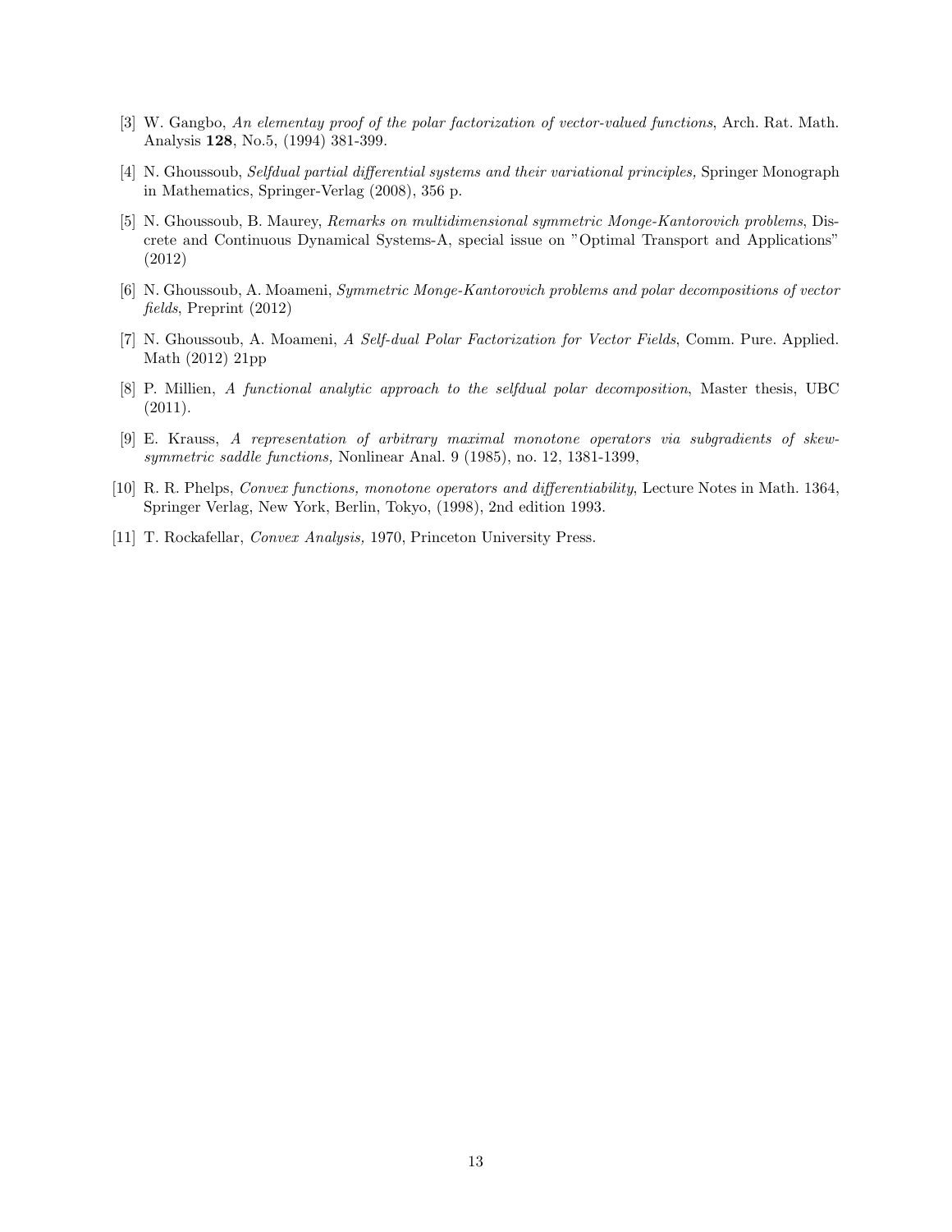[3] W. Gangbo, *An elementay proof of the polar factorization of vector-valued functions*, Arch. Rat. Math. Analysis **128**, No.5, (1994) 381-399.

[4] N. Ghoussoub, *Selfdual partial differential systems and their variational principles,* Springer Monograph in Mathematics, Springer-Verlag (2008), 356 p.

[5] N. Ghoussoub, B. Maurey, *Remarks on multidimensional symmetric Monge-Kantorovich problems*, Discrete and Continuous Dynamical Systems-A, special issue on "Optimal Transport and Applications" (2012)

[6] N. Ghoussoub, A. Moameni, *Symmetric Monge-Kantorovich problems and polar decompositions of vector fields*, Preprint (2012)

[7] N. Ghoussoub, A. Moameni, *A Self-dual Polar Factorization for Vector Fields*, Comm. Pure. Applied. Math (2012) 21pp

[8] P. Millien, *A functional analytic approach to the selfdual polar decomposition*, Master thesis, UBC (2011).

[9] E. Krauss, *A representation of arbitrary maximal monotone operators via subgradients of skew-symmetric saddle functions,* Nonlinear Anal. 9 (1985), no. 12, 1381-1399,

[10] R. R. Phelps, *Convex functions, monotone operators and differentiability*, Lecture Notes in Math. 1364, Springer Verlag, New York, Berlin, Tokyo, (1998), 2nd edition 1993.

[11] T. Rockafellar, *Convex Analysis,* 1970, Princeton University Press.